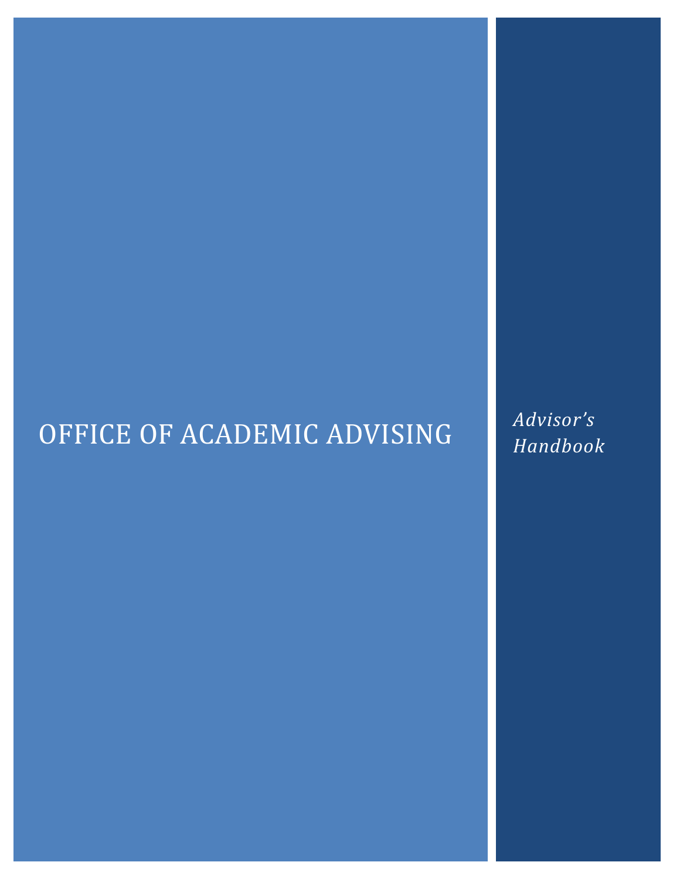# OFFICE OF ACADEMIC ADVISING

*Advisor's Handbook*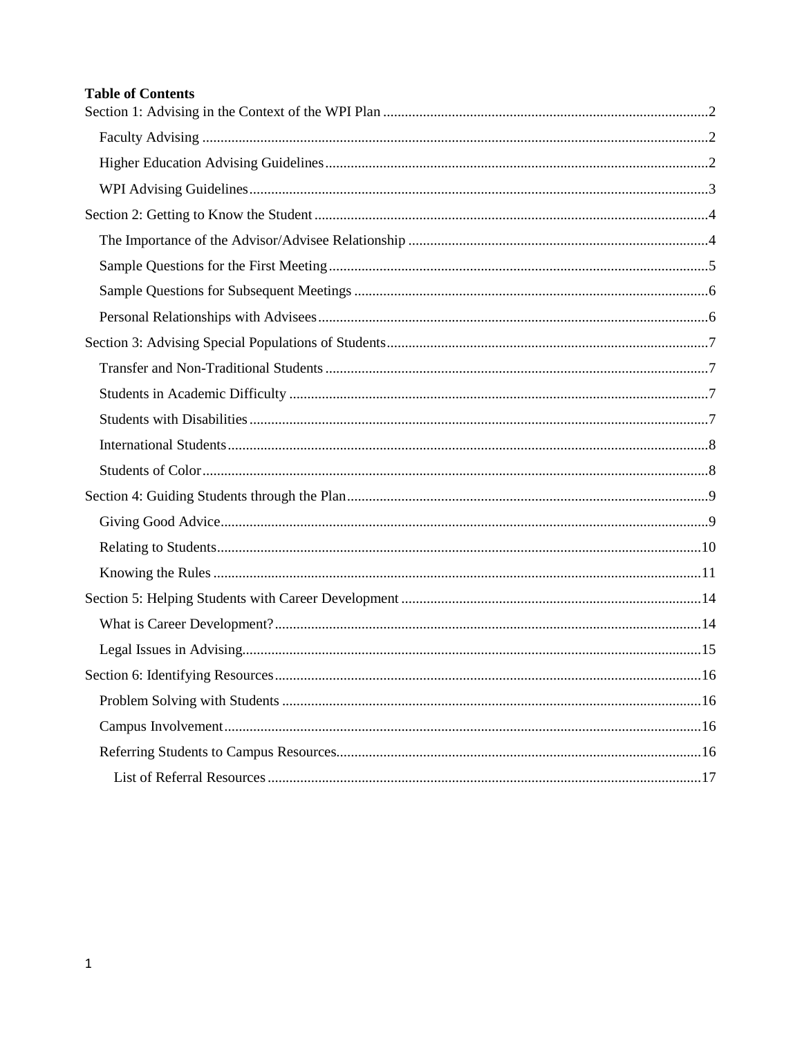**Table of Contents**

Section 1: Advising in the Context of the WPI Plan ....................2

- Faculty Advising ....................2
- Higher Education Advising Guidelines ....................2
- WPI Advising Guidelines ....................3

Section 2: Getting to Know the Student ....................4

- The Importance of the Advisor/Advisee Relationship ....................4
- Sample Questions for the First Meeting ....................5
- Sample Questions for Subsequent Meetings ....................6
- Personal Relationships with Advisees ....................6

Section 3: Advising Special Populations of Students ....................7

- Transfer and Non-Traditional Students ....................7
- Students in Academic Difficulty ....................7
- Students with Disabilities ....................7
- International Students ....................8
- Students of Color ....................8

Section 4: Guiding Students through the Plan ....................9

- Giving Good Advice ....................9
- Relating to Students ....................10
- Knowing the Rules ....................11

Section 5: Helping Students with Career Development ....................14

- What is Career Development? ....................14
- Legal Issues in Advising ....................15

Section 6: Identifying Resources ....................16

- Problem Solving with Students ....................16
- Campus Involvement ....................16
- Referring Students to Campus Resources ....................16
  - List of Referral Resources ....................17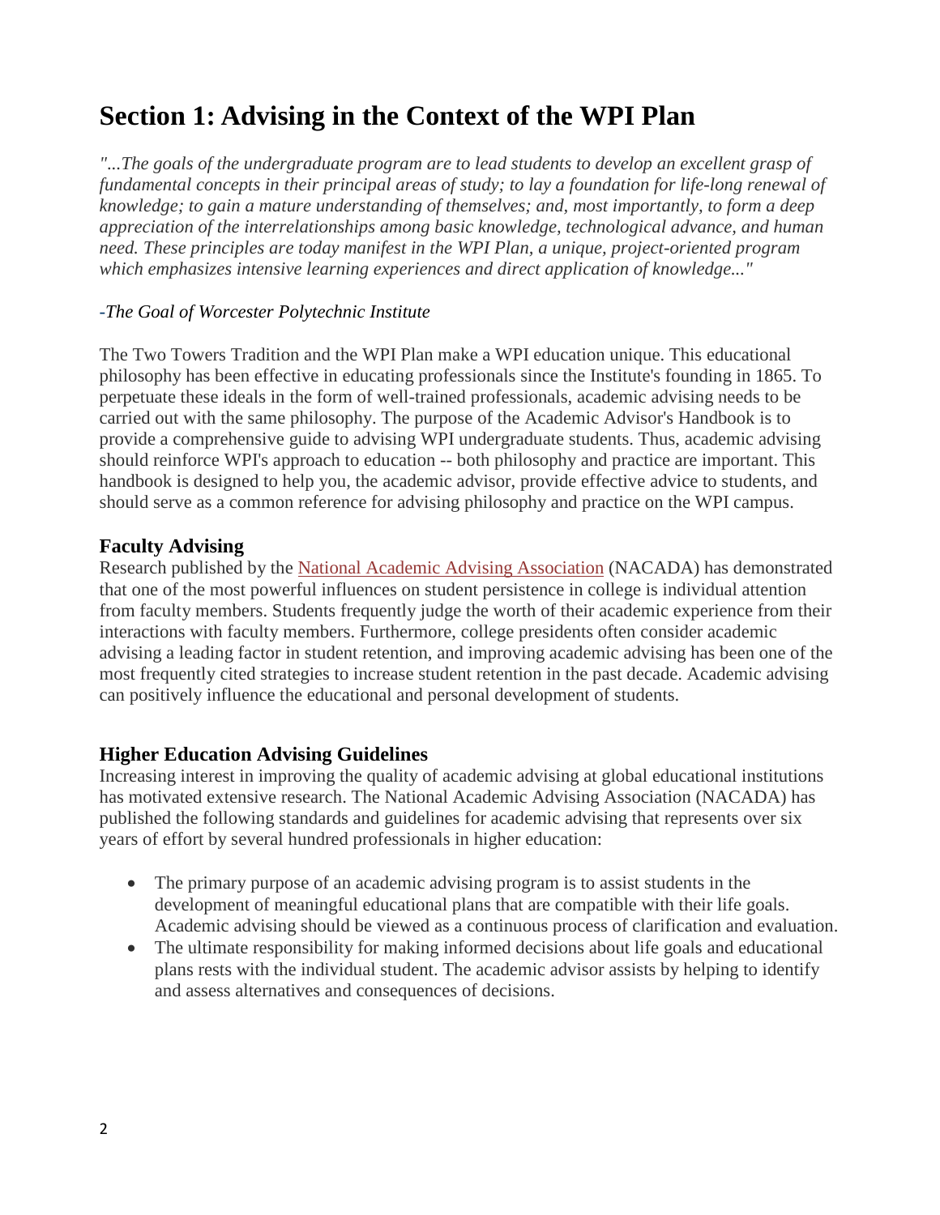# Section 1: Advising in the Context of the WPI Plan

*"...The goals of the undergraduate program are to lead students to develop an excellent grasp of fundamental concepts in their principal areas of study; to lay a foundation for life-long renewal of knowledge; to gain a mature understanding of themselves; and, most importantly, to form a deep appreciation of the interrelationships among basic knowledge, technological advance, and human need. These principles are today manifest in the WPI Plan, a unique, project-oriented program which emphasizes intensive learning experiences and direct application of knowledge..."*

*-The Goal of Worcester Polytechnic Institute*

The Two Towers Tradition and the WPI Plan make a WPI education unique. This educational philosophy has been effective in educating professionals since the Institute's founding in 1865. To perpetuate these ideals in the form of well-trained professionals, academic advising needs to be carried out with the same philosophy. The purpose of the Academic Advisor's Handbook is to provide a comprehensive guide to advising WPI undergraduate students. Thus, academic advising should reinforce WPI's approach to education -- both philosophy and practice are important. This handbook is designed to help you, the academic advisor, provide effective advice to students, and should serve as a common reference for advising philosophy and practice on the WPI campus.

### Faculty Advising

Research published by the National Academic Advising Association (NACADA) has demonstrated that one of the most powerful influences on student persistence in college is individual attention from faculty members. Students frequently judge the worth of their academic experience from their interactions with faculty members. Furthermore, college presidents often consider academic advising a leading factor in student retention, and improving academic advising has been one of the most frequently cited strategies to increase student retention in the past decade. Academic advising can positively influence the educational and personal development of students.

### Higher Education Advising Guidelines

Increasing interest in improving the quality of academic advising at global educational institutions has motivated extensive research. The National Academic Advising Association (NACADA) has published the following standards and guidelines for academic advising that represents over six years of effort by several hundred professionals in higher education:

- The primary purpose of an academic advising program is to assist students in the development of meaningful educational plans that are compatible with their life goals. Academic advising should be viewed as a continuous process of clarification and evaluation.
- The ultimate responsibility for making informed decisions about life goals and educational plans rests with the individual student. The academic advisor assists by helping to identify and assess alternatives and consequences of decisions.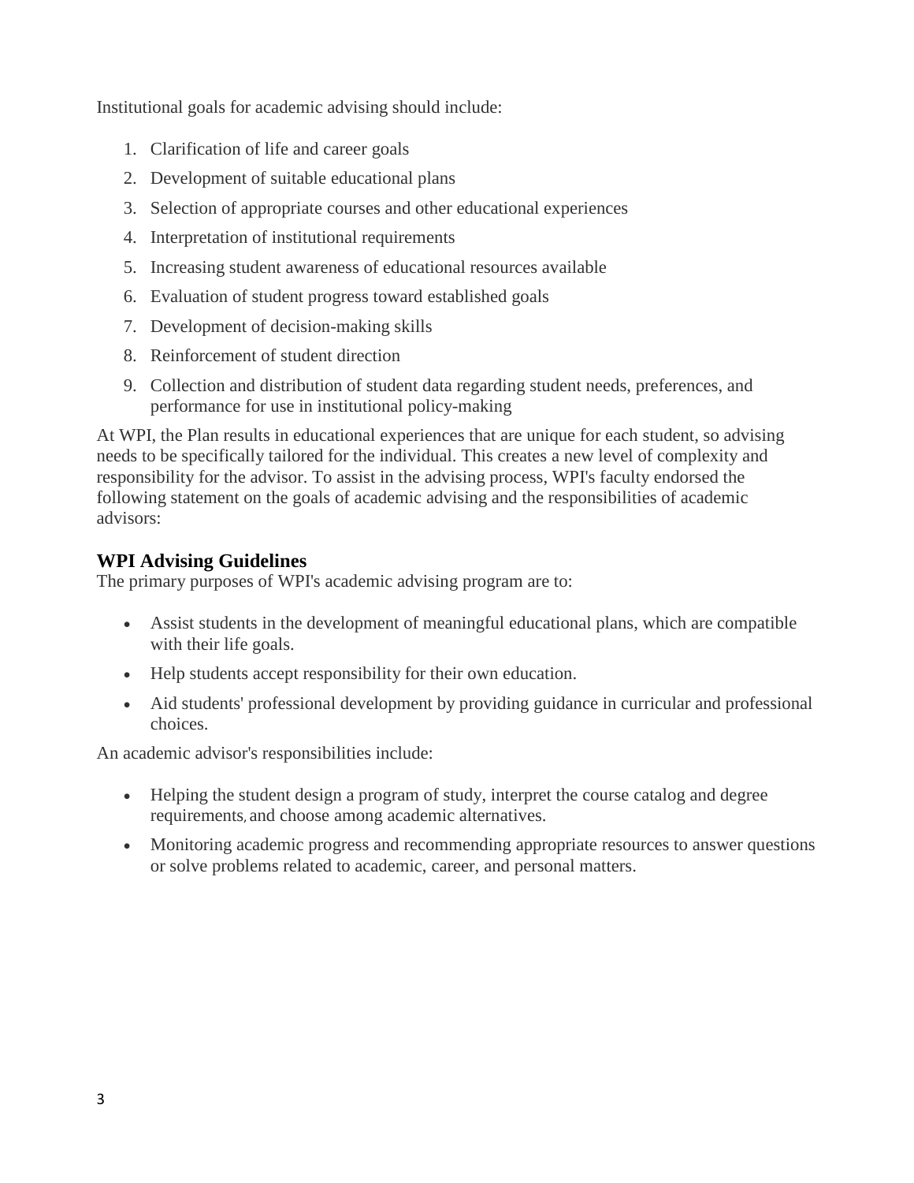Institutional goals for academic advising should include:

1. Clarification of life and career goals
2. Development of suitable educational plans
3. Selection of appropriate courses and other educational experiences
4. Interpretation of institutional requirements
5. Increasing student awareness of educational resources available
6. Evaluation of student progress toward established goals
7. Development of decision-making skills
8. Reinforcement of student direction
9. Collection and distribution of student data regarding student needs, preferences, and performance for use in institutional policy-making

At WPI, the Plan results in educational experiences that are unique for each student, so advising needs to be specifically tailored for the individual. This creates a new level of complexity and responsibility for the advisor. To assist in the advising process, WPI's faculty endorsed the following statement on the goals of academic advising and the responsibilities of academic advisors:

### WPI Advising Guidelines

The primary purposes of WPI's academic advising program are to:

- Assist students in the development of meaningful educational plans, which are compatible with their life goals.
- Help students accept responsibility for their own education.
- Aid students' professional development by providing guidance in curricular and professional choices.

An academic advisor's responsibilities include:

- Helping the student design a program of study, interpret the course catalog and degree requirements, and choose among academic alternatives.
- Monitoring academic progress and recommending appropriate resources to answer questions or solve problems related to academic, career, and personal matters.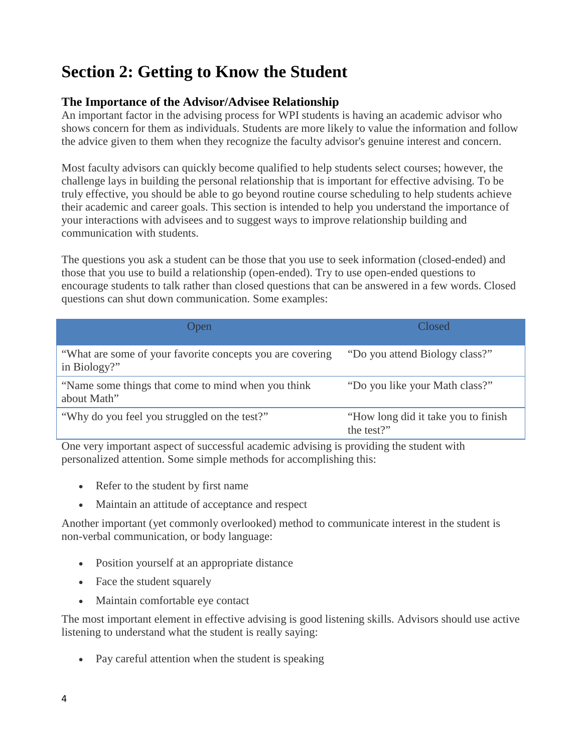# Section 2: Getting to Know the Student

### The Importance of the Advisor/Advisee Relationship

An important factor in the advising process for WPI students is having an academic advisor who shows concern for them as individuals. Students are more likely to value the information and follow the advice given to them when they recognize the faculty advisor's genuine interest and concern.

Most faculty advisors can quickly become qualified to help students select courses; however, the challenge lays in building the personal relationship that is important for effective advising. To be truly effective, you should be able to go beyond routine course scheduling to help students achieve their academic and career goals. This section is intended to help you understand the importance of your interactions with advisees and to suggest ways to improve relationship building and communication with students.

The questions you ask a student can be those that you use to seek information (closed-ended) and those that you use to build a relationship (open-ended). Try to use open-ended questions to encourage students to talk rather than closed questions that can be answered in a few words. Closed questions can shut down communication. Some examples:

| Open | Closed |
|---|---|
| "What are some of your favorite concepts you are covering in Biology?" | "Do you attend Biology class?" |
| "Name some things that come to mind when you think about Math" | "Do you like your Math class?" |
| "Why do you feel you struggled on the test?" | "How long did it take you to finish the test?" |

One very important aspect of successful academic advising is providing the student with personalized attention. Some simple methods for accomplishing this:

- Refer to the student by first name
- Maintain an attitude of acceptance and respect

Another important (yet commonly overlooked) method to communicate interest in the student is non-verbal communication, or body language:

- Position yourself at an appropriate distance
- Face the student squarely
- Maintain comfortable eye contact

The most important element in effective advising is good listening skills. Advisors should use active listening to understand what the student is really saying:

- Pay careful attention when the student is speaking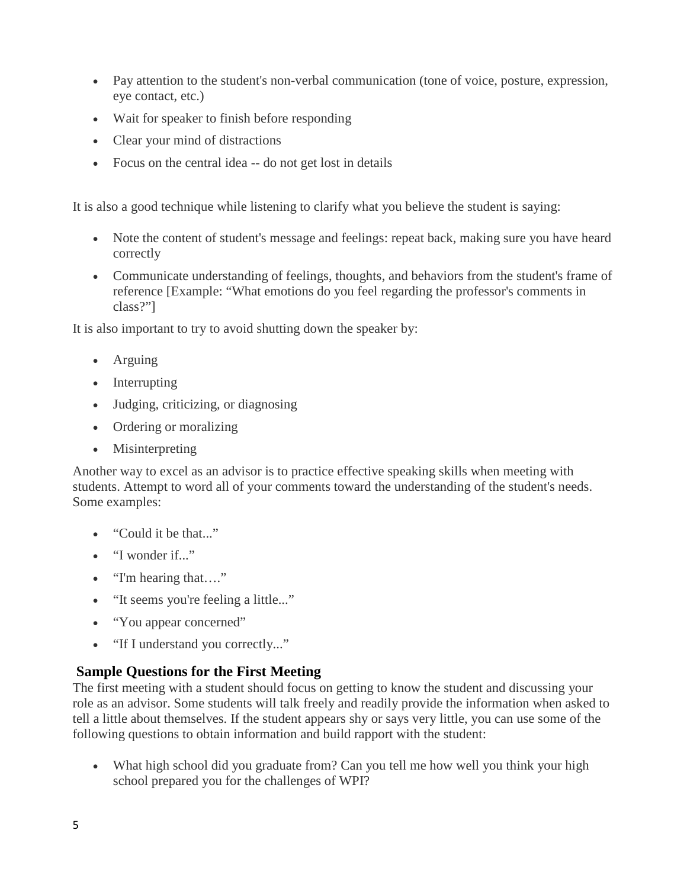- Pay attention to the student's non-verbal communication (tone of voice, posture, expression, eye contact, etc.)
- Wait for speaker to finish before responding
- Clear your mind of distractions
- Focus on the central idea -- do not get lost in details

It is also a good technique while listening to clarify what you believe the student is saying:

- Note the content of student's message and feelings: repeat back, making sure you have heard correctly
- Communicate understanding of feelings, thoughts, and behaviors from the student's frame of reference [Example: "What emotions do you feel regarding the professor's comments in class?"]

It is also important to try to avoid shutting down the speaker by:

- Arguing
- Interrupting
- Judging, criticizing, or diagnosing
- Ordering or moralizing
- Misinterpreting

Another way to excel as an advisor is to practice effective speaking skills when meeting with students. Attempt to word all of your comments toward the understanding of the student's needs. Some examples:

- "Could it be that..."
- "I wonder if..."
- "I'm hearing that…."
- "It seems you're feeling a little..."
- "You appear concerned"
- "If I understand you correctly..."

## Sample Questions for the First Meeting

The first meeting with a student should focus on getting to know the student and discussing your role as an advisor. Some students will talk freely and readily provide the information when asked to tell a little about themselves. If the student appears shy or says very little, you can use some of the following questions to obtain information and build rapport with the student:

- What high school did you graduate from? Can you tell me how well you think your high school prepared you for the challenges of WPI?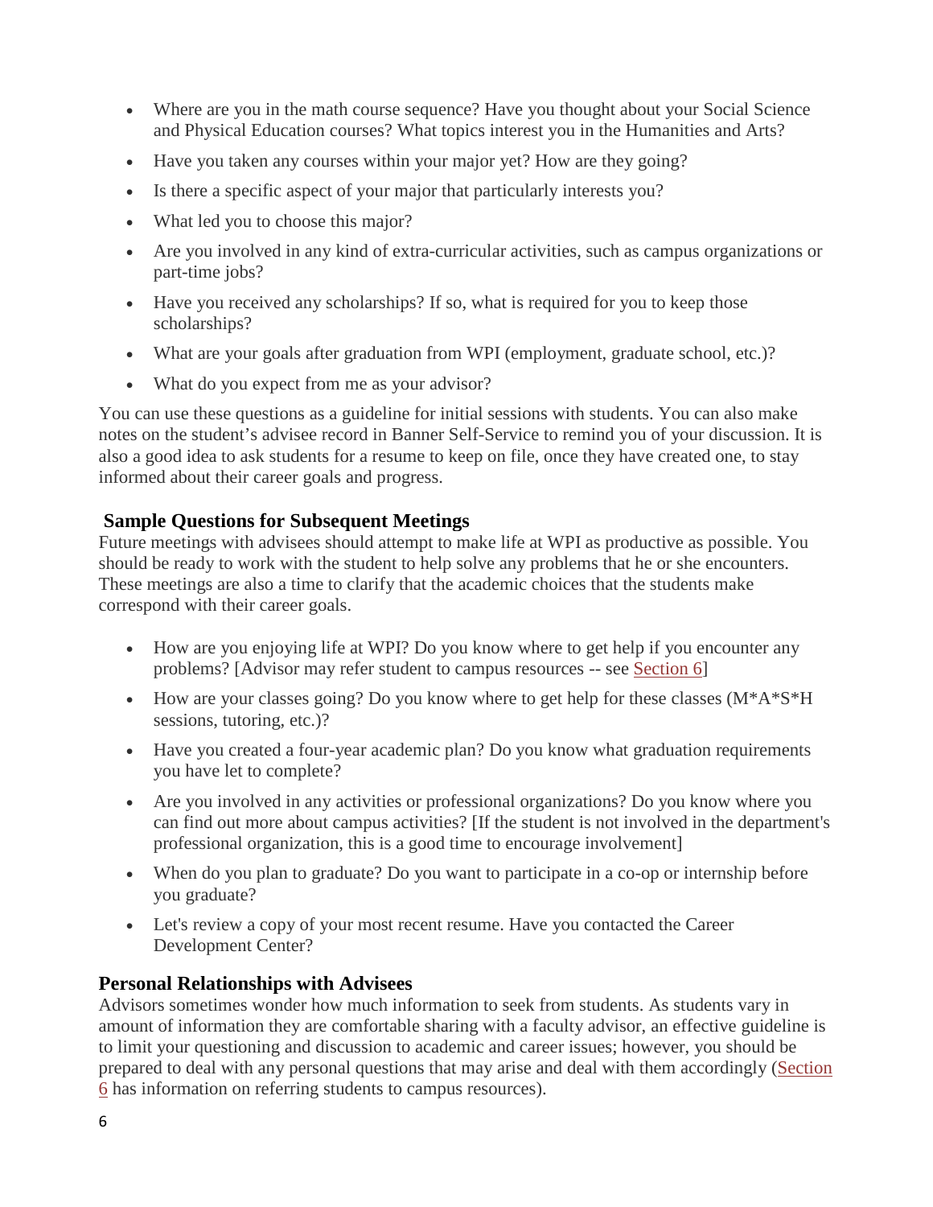- Where are you in the math course sequence? Have you thought about your Social Science and Physical Education courses? What topics interest you in the Humanities and Arts?
- Have you taken any courses within your major yet? How are they going?
- Is there a specific aspect of your major that particularly interests you?
- What led you to choose this major?
- Are you involved in any kind of extra-curricular activities, such as campus organizations or part-time jobs?
- Have you received any scholarships? If so, what is required for you to keep those scholarships?
- What are your goals after graduation from WPI (employment, graduate school, etc.)?
- What do you expect from me as your advisor?

You can use these questions as a guideline for initial sessions with students. You can also make notes on the student's advisee record in Banner Self-Service to remind you of your discussion. It is also a good idea to ask students for a resume to keep on file, once they have created one, to stay informed about their career goals and progress.

### Sample Questions for Subsequent Meetings

Future meetings with advisees should attempt to make life at WPI as productive as possible. You should be ready to work with the student to help solve any problems that he or she encounters. These meetings are also a time to clarify that the academic choices that the students make correspond with their career goals.

- How are you enjoying life at WPI? Do you know where to get help if you encounter any problems? [Advisor may refer student to campus resources -- see Section 6]
- How are your classes going? Do you know where to get help for these classes (M*A*S*H sessions, tutoring, etc.)?
- Have you created a four-year academic plan? Do you know what graduation requirements you have let to complete?
- Are you involved in any activities or professional organizations? Do you know where you can find out more about campus activities? [If the student is not involved in the department's professional organization, this is a good time to encourage involvement]
- When do you plan to graduate? Do you want to participate in a co-op or internship before you graduate?
- Let's review a copy of your most recent resume. Have you contacted the Career Development Center?

### Personal Relationships with Advisees

Advisors sometimes wonder how much information to seek from students. As students vary in amount of information they are comfortable sharing with a faculty advisor, an effective guideline is to limit your questioning and discussion to academic and career issues; however, you should be prepared to deal with any personal questions that may arise and deal with them accordingly (Section 6 has information on referring students to campus resources).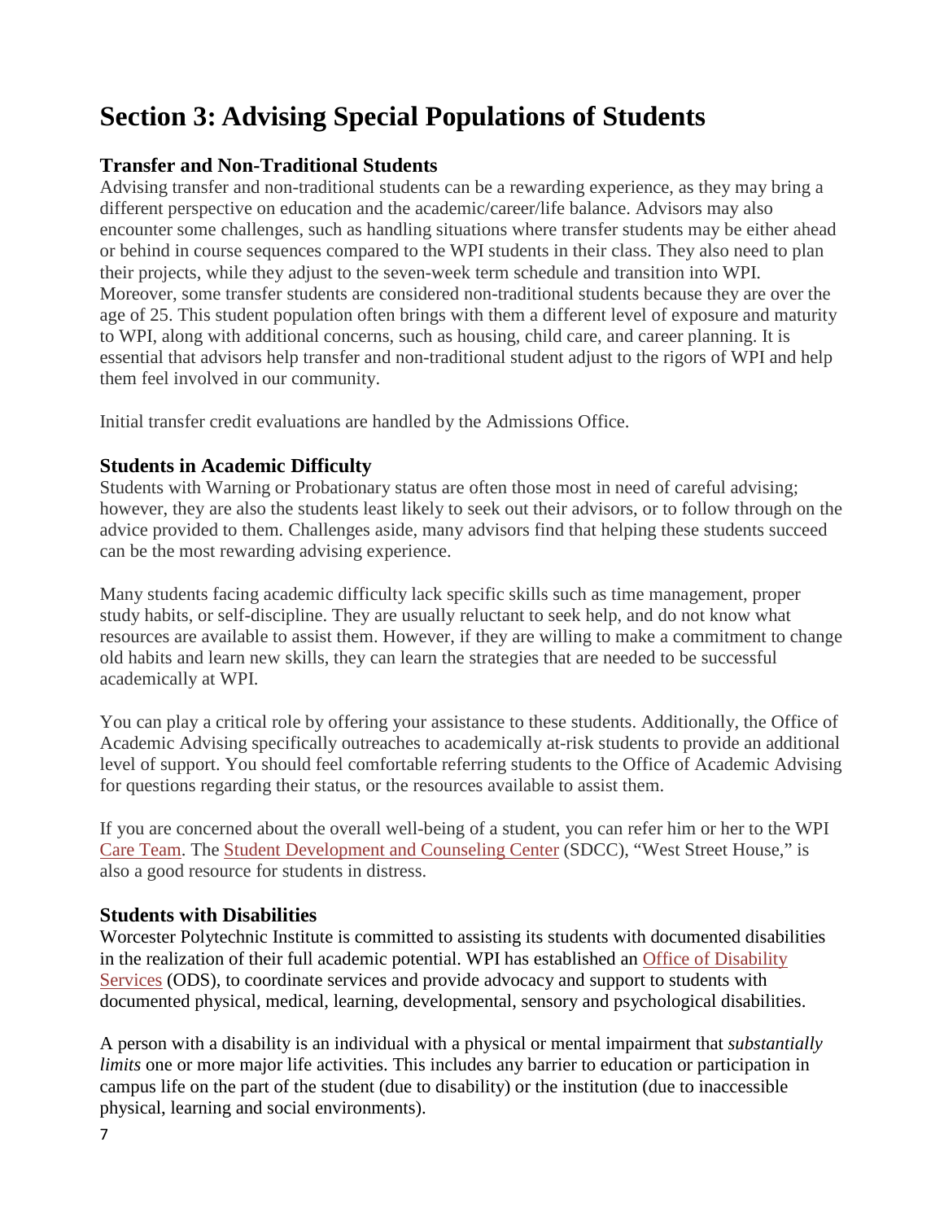# Section 3: Advising Special Populations of Students

### Transfer and Non-Traditional Students

Advising transfer and non-traditional students can be a rewarding experience, as they may bring a different perspective on education and the academic/career/life balance. Advisors may also encounter some challenges, such as handling situations where transfer students may be either ahead or behind in course sequences compared to the WPI students in their class. They also need to plan their projects, while they adjust to the seven-week term schedule and transition into WPI. Moreover, some transfer students are considered non-traditional students because they are over the age of 25. This student population often brings with them a different level of exposure and maturity to WPI, along with additional concerns, such as housing, child care, and career planning. It is essential that advisors help transfer and non-traditional student adjust to the rigors of WPI and help them feel involved in our community.

Initial transfer credit evaluations are handled by the Admissions Office.

### Students in Academic Difficulty

Students with Warning or Probationary status are often those most in need of careful advising; however, they are also the students least likely to seek out their advisors, or to follow through on the advice provided to them. Challenges aside, many advisors find that helping these students succeed can be the most rewarding advising experience.

Many students facing academic difficulty lack specific skills such as time management, proper study habits, or self-discipline. They are usually reluctant to seek help, and do not know what resources are available to assist them. However, if they are willing to make a commitment to change old habits and learn new skills, they can learn the strategies that are needed to be successful academically at WPI.

You can play a critical role by offering your assistance to these students. Additionally, the Office of Academic Advising specifically outreaches to academically at-risk students to provide an additional level of support. You should feel comfortable referring students to the Office of Academic Advising for questions regarding their status, or the resources available to assist them.

If you are concerned about the overall well-being of a student, you can refer him or her to the WPI Care Team. The Student Development and Counseling Center (SDCC), "West Street House," is also a good resource for students in distress.

### Students with Disabilities

Worcester Polytechnic Institute is committed to assisting its students with documented disabilities in the realization of their full academic potential. WPI has established an Office of Disability Services (ODS), to coordinate services and provide advocacy and support to students with documented physical, medical, learning, developmental, sensory and psychological disabilities.

A person with a disability is an individual with a physical or mental impairment that *substantially limits* one or more major life activities. This includes any barrier to education or participation in campus life on the part of the student (due to disability) or the institution (due to inaccessible physical, learning and social environments).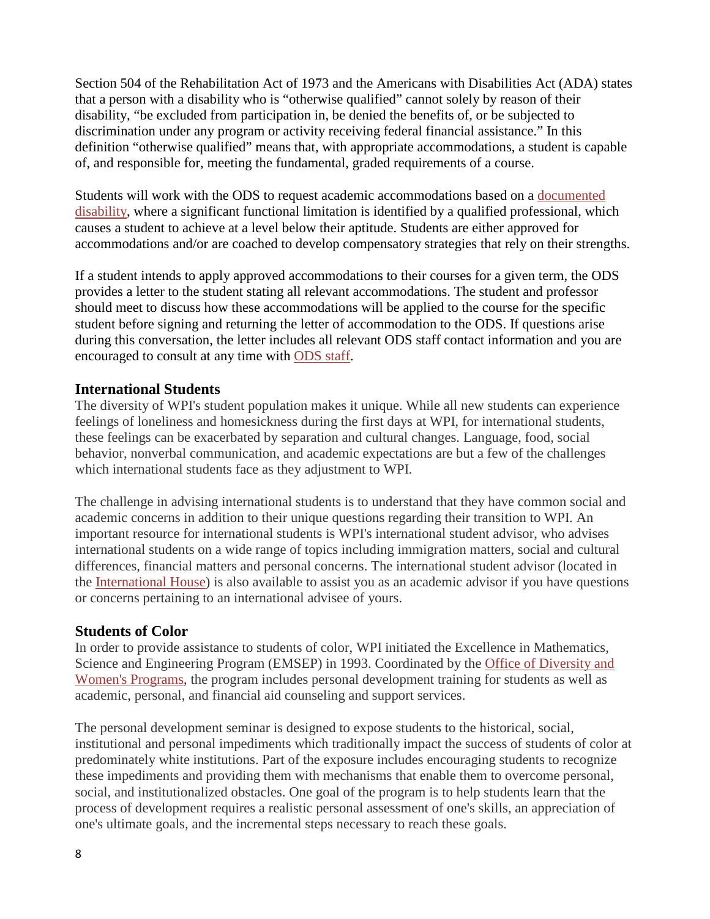Section 504 of the Rehabilitation Act of 1973 and the Americans with Disabilities Act (ADA) states that a person with a disability who is "otherwise qualified" cannot solely by reason of their disability, "be excluded from participation in, be denied the benefits of, or be subjected to discrimination under any program or activity receiving federal financial assistance." In this definition "otherwise qualified" means that, with appropriate accommodations, a student is capable of, and responsible for, meeting the fundamental, graded requirements of a course.

Students will work with the ODS to request academic accommodations based on a documented disability, where a significant functional limitation is identified by a qualified professional, which causes a student to achieve at a level below their aptitude. Students are either approved for accommodations and/or are coached to develop compensatory strategies that rely on their strengths.

If a student intends to apply approved accommodations to their courses for a given term, the ODS provides a letter to the student stating all relevant accommodations. The student and professor should meet to discuss how these accommodations will be applied to the course for the specific student before signing and returning the letter of accommodation to the ODS. If questions arise during this conversation, the letter includes all relevant ODS staff contact information and you are encouraged to consult at any time with ODS staff.

### International Students

The diversity of WPI's student population makes it unique. While all new students can experience feelings of loneliness and homesickness during the first days at WPI, for international students, these feelings can be exacerbated by separation and cultural changes. Language, food, social behavior, nonverbal communication, and academic expectations are but a few of the challenges which international students face as they adjustment to WPI.

The challenge in advising international students is to understand that they have common social and academic concerns in addition to their unique questions regarding their transition to WPI. An important resource for international students is WPI's international student advisor, who advises international students on a wide range of topics including immigration matters, social and cultural differences, financial matters and personal concerns. The international student advisor (located in the International House) is also available to assist you as an academic advisor if you have questions or concerns pertaining to an international advisee of yours.

### Students of Color

In order to provide assistance to students of color, WPI initiated the Excellence in Mathematics, Science and Engineering Program (EMSEP) in 1993. Coordinated by the Office of Diversity and Women's Programs, the program includes personal development training for students as well as academic, personal, and financial aid counseling and support services.

The personal development seminar is designed to expose students to the historical, social, institutional and personal impediments which traditionally impact the success of students of color at predominately white institutions. Part of the exposure includes encouraging students to recognize these impediments and providing them with mechanisms that enable them to overcome personal, social, and institutionalized obstacles. One goal of the program is to help students learn that the process of development requires a realistic personal assessment of one's skills, an appreciation of one's ultimate goals, and the incremental steps necessary to reach these goals.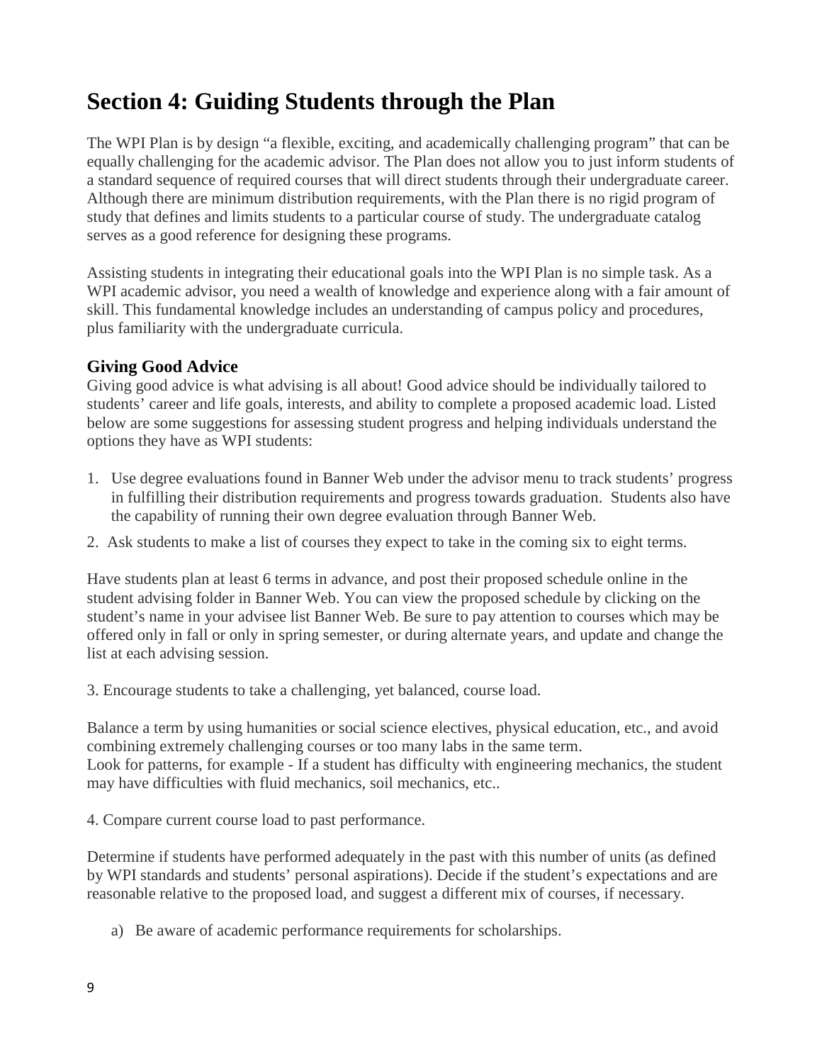# Section 4: Guiding Students through the Plan

The WPI Plan is by design "a flexible, exciting, and academically challenging program" that can be equally challenging for the academic advisor. The Plan does not allow you to just inform students of a standard sequence of required courses that will direct students through their undergraduate career. Although there are minimum distribution requirements, with the Plan there is no rigid program of study that defines and limits students to a particular course of study. The undergraduate catalog serves as a good reference for designing these programs.

Assisting students in integrating their educational goals into the WPI Plan is no simple task. As a WPI academic advisor, you need a wealth of knowledge and experience along with a fair amount of skill. This fundamental knowledge includes an understanding of campus policy and procedures, plus familiarity with the undergraduate curricula.

### Giving Good Advice

Giving good advice is what advising is all about! Good advice should be individually tailored to students' career and life goals, interests, and ability to complete a proposed academic load. Listed below are some suggestions for assessing student progress and helping individuals understand the options they have as WPI students:

1. Use degree evaluations found in Banner Web under the advisor menu to track students' progress in fulfilling their distribution requirements and progress towards graduation. Students also have the capability of running their own degree evaluation through Banner Web.
2. Ask students to make a list of courses they expect to take in the coming six to eight terms.

Have students plan at least 6 terms in advance, and post their proposed schedule online in the student advising folder in Banner Web. You can view the proposed schedule by clicking on the student's name in your advisee list Banner Web. Be sure to pay attention to courses which may be offered only in fall or only in spring semester, or during alternate years, and update and change the list at each advising session.

3. Encourage students to take a challenging, yet balanced, course load.

Balance a term by using humanities or social science electives, physical education, etc., and avoid combining extremely challenging courses or too many labs in the same term.
Look for patterns, for example - If a student has difficulty with engineering mechanics, the student may have difficulties with fluid mechanics, soil mechanics, etc..

4. Compare current course load to past performance.

Determine if students have performed adequately in the past with this number of units (as defined by WPI standards and students' personal aspirations). Decide if the student's expectations and are reasonable relative to the proposed load, and suggest a different mix of courses, if necessary.

a) Be aware of academic performance requirements for scholarships.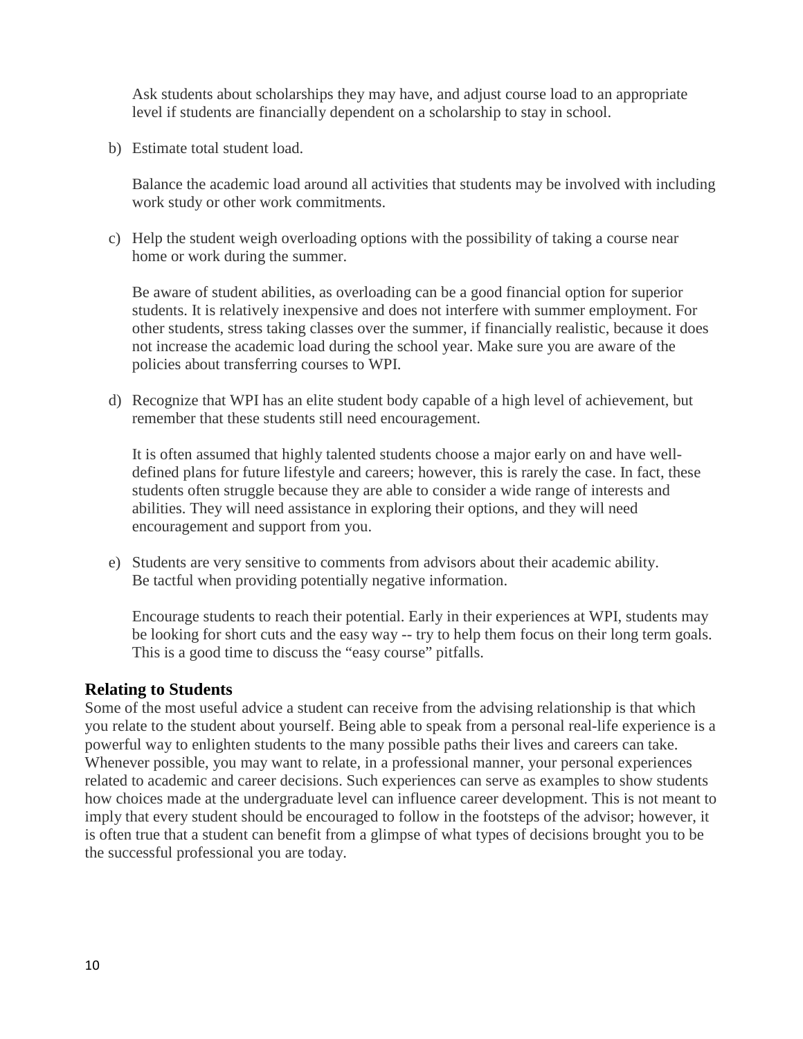Ask students about scholarships they may have, and adjust course load to an appropriate level if students are financially dependent on a scholarship to stay in school.

b) Estimate total student load.

   Balance the academic load around all activities that students may be involved with including work study or other work commitments.

c) Help the student weigh overloading options with the possibility of taking a course near home or work during the summer.

   Be aware of student abilities, as overloading can be a good financial option for superior students. It is relatively inexpensive and does not interfere with summer employment. For other students, stress taking classes over the summer, if financially realistic, because it does not increase the academic load during the school year. Make sure you are aware of the policies about transferring courses to WPI.

d) Recognize that WPI has an elite student body capable of a high level of achievement, but remember that these students still need encouragement.

   It is often assumed that highly talented students choose a major early on and have well-defined plans for future lifestyle and careers; however, this is rarely the case. In fact, these students often struggle because they are able to consider a wide range of interests and abilities. They will need assistance in exploring their options, and they will need encouragement and support from you.

e) Students are very sensitive to comments from advisors about their academic ability. Be tactful when providing potentially negative information.

   Encourage students to reach their potential. Early in their experiences at WPI, students may be looking for short cuts and the easy way -- try to help them focus on their long term goals. This is a good time to discuss the "easy course" pitfalls.

### Relating to Students

Some of the most useful advice a student can receive from the advising relationship is that which you relate to the student about yourself. Being able to speak from a personal real-life experience is a powerful way to enlighten students to the many possible paths their lives and careers can take. Whenever possible, you may want to relate, in a professional manner, your personal experiences related to academic and career decisions. Such experiences can serve as examples to show students how choices made at the undergraduate level can influence career development. This is not meant to imply that every student should be encouraged to follow in the footsteps of the advisor; however, it is often true that a student can benefit from a glimpse of what types of decisions brought you to be the successful professional you are today.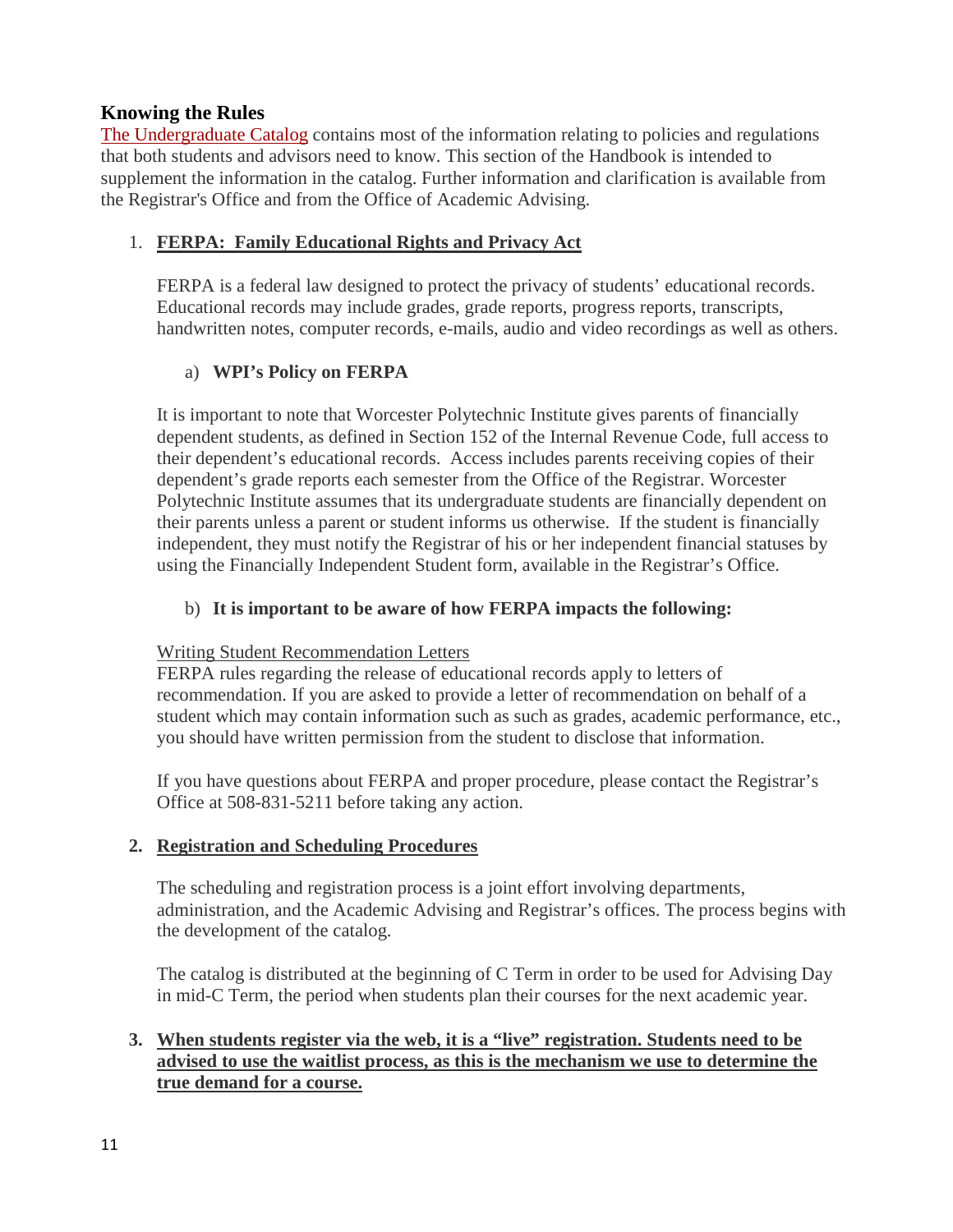## Knowing the Rules

The Undergraduate Catalog contains most of the information relating to policies and regulations that both students and advisors need to know. This section of the Handbook is intended to supplement the information in the catalog. Further information and clarification is available from the Registrar's Office and from the Office of Academic Advising.

1. **FERPA: Family Educational Rights and Privacy Act**

   FERPA is a federal law designed to protect the privacy of students' educational records. Educational records may include grades, grade reports, progress reports, transcripts, handwritten notes, computer records, e-mails, audio and video recordings as well as others.

   a) **WPI's Policy on FERPA**

   It is important to note that Worcester Polytechnic Institute gives parents of financially dependent students, as defined in Section 152 of the Internal Revenue Code, full access to their dependent's educational records. Access includes parents receiving copies of their dependent's grade reports each semester from the Office of the Registrar. Worcester Polytechnic Institute assumes that its undergraduate students are financially dependent on their parents unless a parent or student informs us otherwise. If the student is financially independent, they must notify the Registrar of his or her independent financial statuses by using the Financially Independent Student form, available in the Registrar's Office.

   b) **It is important to be aware of how FERPA impacts the following:**

   Writing Student Recommendation Letters
   FERPA rules regarding the release of educational records apply to letters of recommendation. If you are asked to provide a letter of recommendation on behalf of a student which may contain information such as such as grades, academic performance, etc., you should have written permission from the student to disclose that information.

   If you have questions about FERPA and proper procedure, please contact the Registrar's Office at 508-831-5211 before taking any action.

2. **Registration and Scheduling Procedures**

   The scheduling and registration process is a joint effort involving departments, administration, and the Academic Advising and Registrar's offices. The process begins with the development of the catalog.

   The catalog is distributed at the beginning of C Term in order to be used for Advising Day in mid-C Term, the period when students plan their courses for the next academic year.

3. **When students register via the web, it is a "live" registration. Students need to be advised to use the waitlist process, as this is the mechanism we use to determine the true demand for a course.**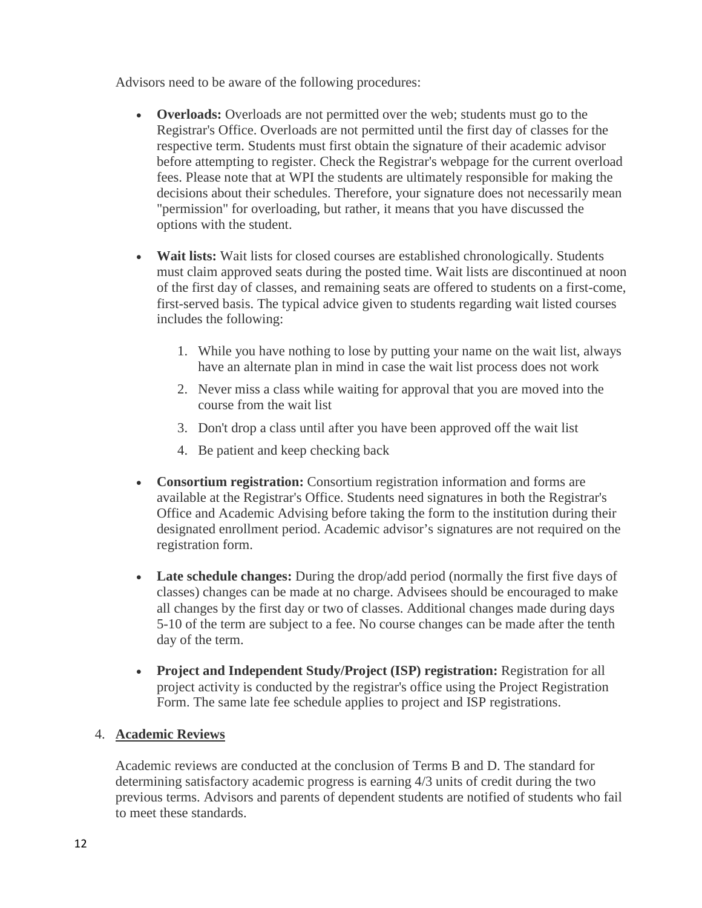Advisors need to be aware of the following procedures:

- **Overloads:** Overloads are not permitted over the web; students must go to the Registrar's Office. Overloads are not permitted until the first day of classes for the respective term. Students must first obtain the signature of their academic advisor before attempting to register. Check the Registrar's webpage for the current overload fees. Please note that at WPI the students are ultimately responsible for making the decisions about their schedules. Therefore, your signature does not necessarily mean "permission" for overloading, but rather, it means that you have discussed the options with the student.

- **Wait lists:** Wait lists for closed courses are established chronologically. Students must claim approved seats during the posted time. Wait lists are discontinued at noon of the first day of classes, and remaining seats are offered to students on a first-come, first-served basis. The typical advice given to students regarding wait listed courses includes the following:

    1. While you have nothing to lose by putting your name on the wait list, always have an alternate plan in mind in case the wait list process does not work
    2. Never miss a class while waiting for approval that you are moved into the course from the wait list
    3. Don't drop a class until after you have been approved off the wait list
    4. Be patient and keep checking back

- **Consortium registration:** Consortium registration information and forms are available at the Registrar's Office. Students need signatures in both the Registrar's Office and Academic Advising before taking the form to the institution during their designated enrollment period. Academic advisor's signatures are not required on the registration form.

- **Late schedule changes:** During the drop/add period (normally the first five days of classes) changes can be made at no charge. Advisees should be encouraged to make all changes by the first day or two of classes. Additional changes made during days 5-10 of the term are subject to a fee. No course changes can be made after the tenth day of the term.

- **Project and Independent Study/Project (ISP) registration:** Registration for all project activity is conducted by the registrar's office using the Project Registration Form. The same late fee schedule applies to project and ISP registrations.

## 4. Academic Reviews

Academic reviews are conducted at the conclusion of Terms B and D. The standard for determining satisfactory academic progress is earning 4/3 units of credit during the two previous terms. Advisors and parents of dependent students are notified of students who fail to meet these standards.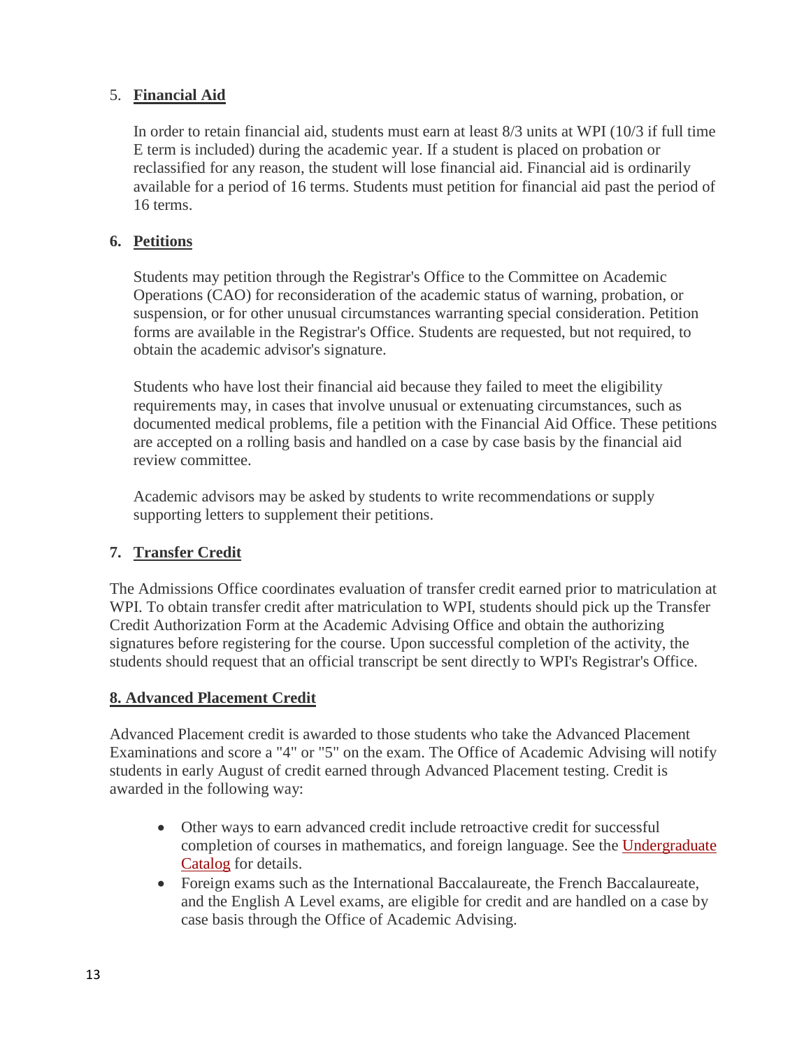5. **Financial Aid**

   In order to retain financial aid, students must earn at least 8/3 units at WPI (10/3 if full time E term is included) during the academic year. If a student is placed on probation or reclassified for any reason, the student will lose financial aid. Financial aid is ordinarily available for a period of 16 terms. Students must petition for financial aid past the period of 16 terms.

6. **Petitions**

   Students may petition through the Registrar's Office to the Committee on Academic Operations (CAO) for reconsideration of the academic status of warning, probation, or suspension, or for other unusual circumstances warranting special consideration. Petition forms are available in the Registrar's Office. Students are requested, but not required, to obtain the academic advisor's signature.

   Students who have lost their financial aid because they failed to meet the eligibility requirements may, in cases that involve unusual or extenuating circumstances, such as documented medical problems, file a petition with the Financial Aid Office. These petitions are accepted on a rolling basis and handled on a case by case basis by the financial aid review committee.

   Academic advisors may be asked by students to write recommendations or supply supporting letters to supplement their petitions.

7. **Transfer Credit**

The Admissions Office coordinates evaluation of transfer credit earned prior to matriculation at WPI. To obtain transfer credit after matriculation to WPI, students should pick up the Transfer Credit Authorization Form at the Academic Advising Office and obtain the authorizing signatures before registering for the course. Upon successful completion of the activity, the students should request that an official transcript be sent directly to WPI's Registrar's Office.

**8. Advanced Placement Credit**

Advanced Placement credit is awarded to those students who take the Advanced Placement Examinations and score a "4" or "5" on the exam. The Office of Academic Advising will notify students in early August of credit earned through Advanced Placement testing. Credit is awarded in the following way:

- Other ways to earn advanced credit include retroactive credit for successful completion of courses in mathematics, and foreign language. See the Undergraduate Catalog for details.
- Foreign exams such as the International Baccalaureate, the French Baccalaureate, and the English A Level exams, are eligible for credit and are handled on a case by case basis through the Office of Academic Advising.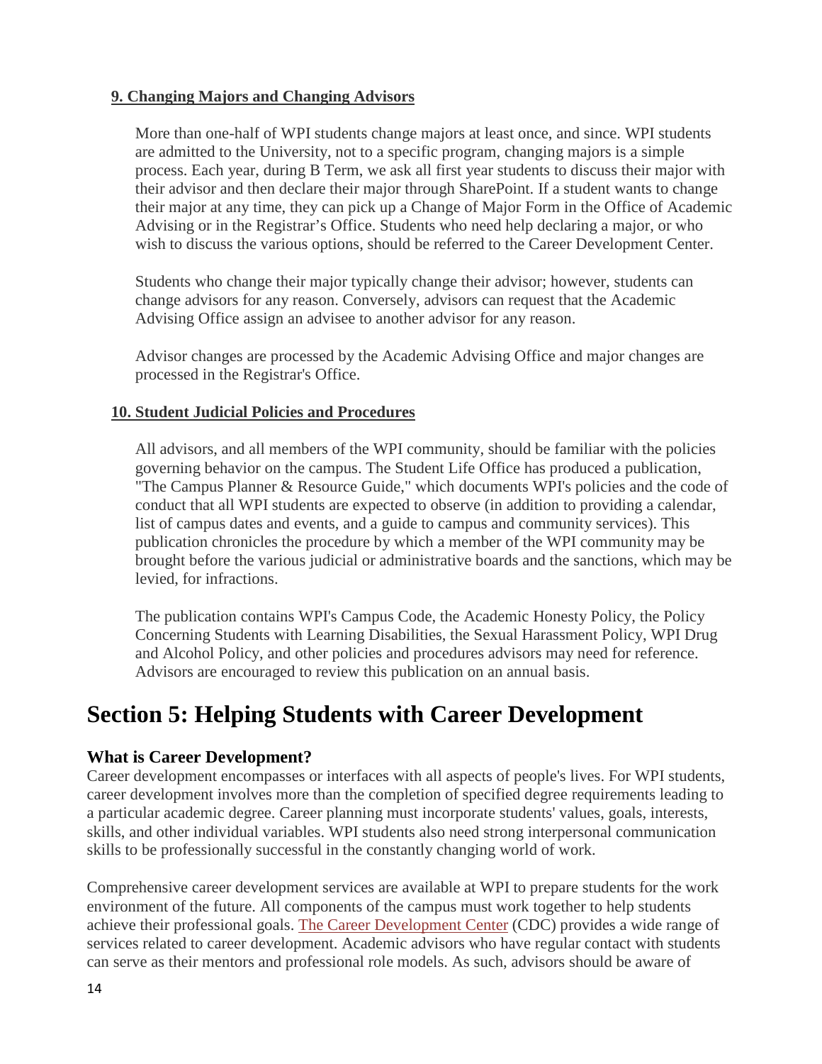**9. Changing Majors and Changing Advisors**

More than one-half of WPI students change majors at least once, and since. WPI students are admitted to the University, not to a specific program, changing majors is a simple process. Each year, during B Term, we ask all first year students to discuss their major with their advisor and then declare their major through SharePoint. If a student wants to change their major at any time, they can pick up a Change of Major Form in the Office of Academic Advising or in the Registrar's Office. Students who need help declaring a major, or who wish to discuss the various options, should be referred to the Career Development Center.

Students who change their major typically change their advisor; however, students can change advisors for any reason. Conversely, advisors can request that the Academic Advising Office assign an advisee to another advisor for any reason.

Advisor changes are processed by the Academic Advising Office and major changes are processed in the Registrar's Office.

**10. Student Judicial Policies and Procedures**

All advisors, and all members of the WPI community, should be familiar with the policies governing behavior on the campus. The Student Life Office has produced a publication, "The Campus Planner & Resource Guide," which documents WPI's policies and the code of conduct that all WPI students are expected to observe (in addition to providing a calendar, list of campus dates and events, and a guide to campus and community services). This publication chronicles the procedure by which a member of the WPI community may be brought before the various judicial or administrative boards and the sanctions, which may be levied, for infractions.

The publication contains WPI's Campus Code, the Academic Honesty Policy, the Policy Concerning Students with Learning Disabilities, the Sexual Harassment Policy, WPI Drug and Alcohol Policy, and other policies and procedures advisors may need for reference. Advisors are encouraged to review this publication on an annual basis.

# Section 5: Helping Students with Career Development

### What is Career Development?

Career development encompasses or interfaces with all aspects of people's lives. For WPI students, career development involves more than the completion of specified degree requirements leading to a particular academic degree. Career planning must incorporate students' values, goals, interests, skills, and other individual variables. WPI students also need strong interpersonal communication skills to be professionally successful in the constantly changing world of work.

Comprehensive career development services are available at WPI to prepare students for the work environment of the future. All components of the campus must work together to help students achieve their professional goals. The Career Development Center (CDC) provides a wide range of services related to career development. Academic advisors who have regular contact with students can serve as their mentors and professional role models. As such, advisors should be aware of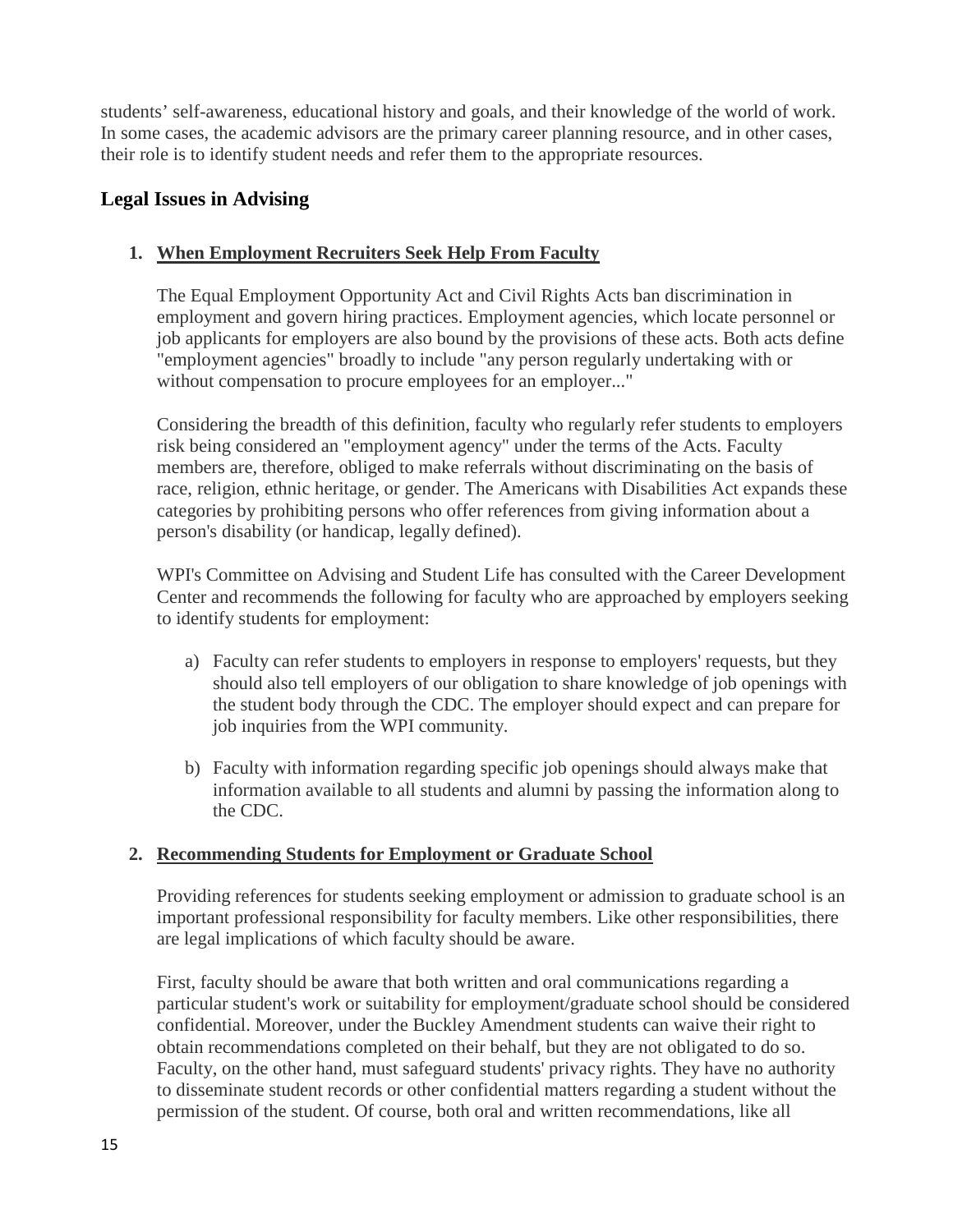students' self-awareness, educational history and goals, and their knowledge of the world of work. In some cases, the academic advisors are the primary career planning resource, and in other cases, their role is to identify student needs and refer them to the appropriate resources.

## Legal Issues in Advising

1. **When Employment Recruiters Seek Help From Faculty**

   The Equal Employment Opportunity Act and Civil Rights Acts ban discrimination in employment and govern hiring practices. Employment agencies, which locate personnel or job applicants for employers are also bound by the provisions of these acts. Both acts define "employment agencies" broadly to include "any person regularly undertaking with or without compensation to procure employees for an employer..."

   Considering the breadth of this definition, faculty who regularly refer students to employers risk being considered an "employment agency" under the terms of the Acts. Faculty members are, therefore, obliged to make referrals without discriminating on the basis of race, religion, ethnic heritage, or gender. The Americans with Disabilities Act expands these categories by prohibiting persons who offer references from giving information about a person's disability (or handicap, legally defined).

   WPI's Committee on Advising and Student Life has consulted with the Career Development Center and recommends the following for faculty who are approached by employers seeking to identify students for employment:

   a) Faculty can refer students to employers in response to employers' requests, but they should also tell employers of our obligation to share knowledge of job openings with the student body through the CDC. The employer should expect and can prepare for job inquiries from the WPI community.

   b) Faculty with information regarding specific job openings should always make that information available to all students and alumni by passing the information along to the CDC.

2. **Recommending Students for Employment or Graduate School**

   Providing references for students seeking employment or admission to graduate school is an important professional responsibility for faculty members. Like other responsibilities, there are legal implications of which faculty should be aware.

   First, faculty should be aware that both written and oral communications regarding a particular student's work or suitability for employment/graduate school should be considered confidential. Moreover, under the Buckley Amendment students can waive their right to obtain recommendations completed on their behalf, but they are not obligated to do so. Faculty, on the other hand, must safeguard students' privacy rights. They have no authority to disseminate student records or other confidential matters regarding a student without the permission of the student. Of course, both oral and written recommendations, like all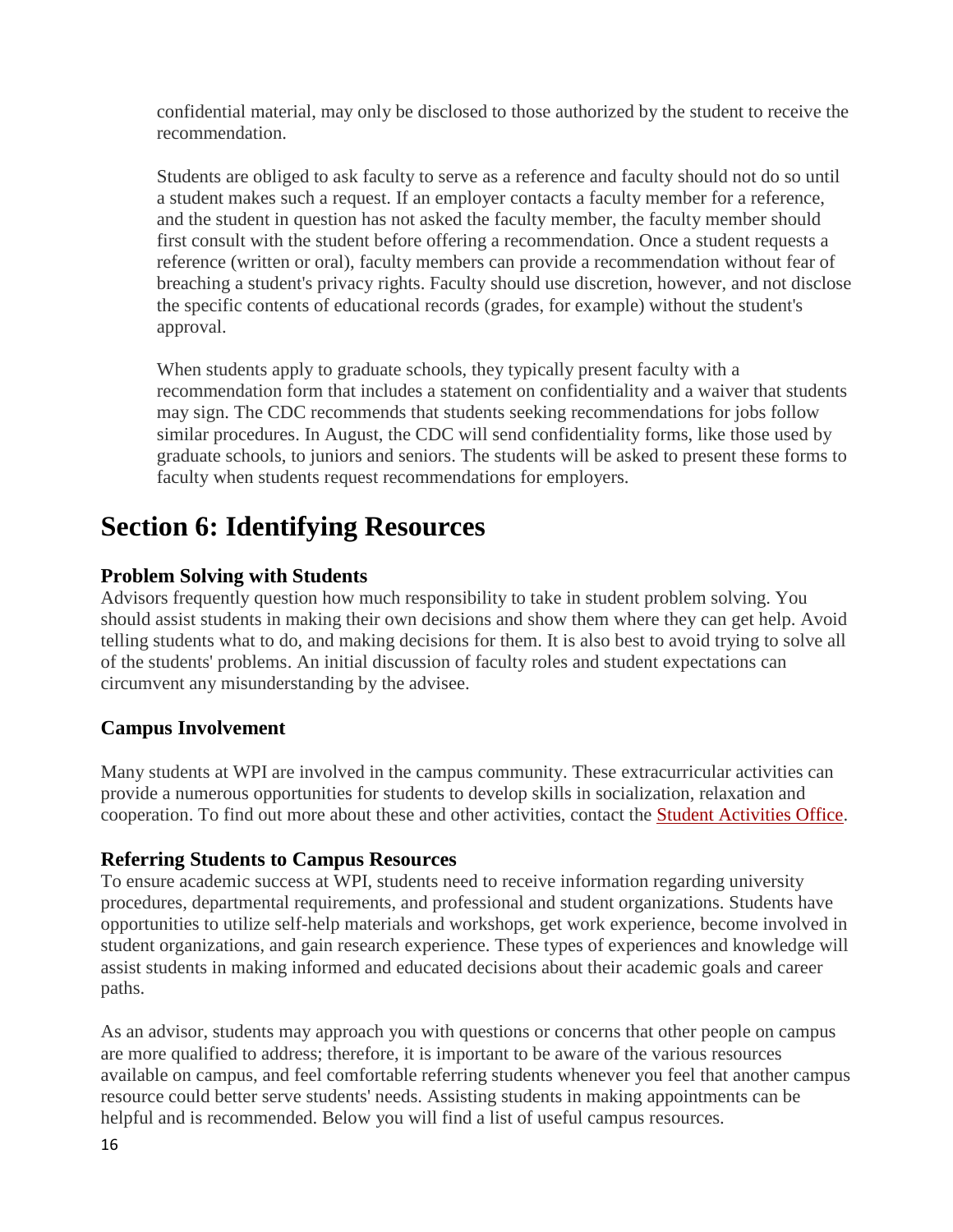confidential material, may only be disclosed to those authorized by the student to receive the recommendation.

Students are obliged to ask faculty to serve as a reference and faculty should not do so until a student makes such a request. If an employer contacts a faculty member for a reference, and the student in question has not asked the faculty member, the faculty member should first consult with the student before offering a recommendation. Once a student requests a reference (written or oral), faculty members can provide a recommendation without fear of breaching a student's privacy rights. Faculty should use discretion, however, and not disclose the specific contents of educational records (grades, for example) without the student's approval.

When students apply to graduate schools, they typically present faculty with a recommendation form that includes a statement on confidentiality and a waiver that students may sign. The CDC recommends that students seeking recommendations for jobs follow similar procedures. In August, the CDC will send confidentiality forms, like those used by graduate schools, to juniors and seniors. The students will be asked to present these forms to faculty when students request recommendations for employers.

# Section 6: Identifying Resources

### Problem Solving with Students

Advisors frequently question how much responsibility to take in student problem solving. You should assist students in making their own decisions and show them where they can get help. Avoid telling students what to do, and making decisions for them. It is also best to avoid trying to solve all of the students' problems. An initial discussion of faculty roles and student expectations can circumvent any misunderstanding by the advisee.

### Campus Involvement

Many students at WPI are involved in the campus community. These extracurricular activities can provide a numerous opportunities for students to develop skills in socialization, relaxation and cooperation. To find out more about these and other activities, contact the Student Activities Office.

### Referring Students to Campus Resources

To ensure academic success at WPI, students need to receive information regarding university procedures, departmental requirements, and professional and student organizations. Students have opportunities to utilize self-help materials and workshops, get work experience, become involved in student organizations, and gain research experience. These types of experiences and knowledge will assist students in making informed and educated decisions about their academic goals and career paths.

As an advisor, students may approach you with questions or concerns that other people on campus are more qualified to address; therefore, it is important to be aware of the various resources available on campus, and feel comfortable referring students whenever you feel that another campus resource could better serve students' needs. Assisting students in making appointments can be helpful and is recommended. Below you will find a list of useful campus resources.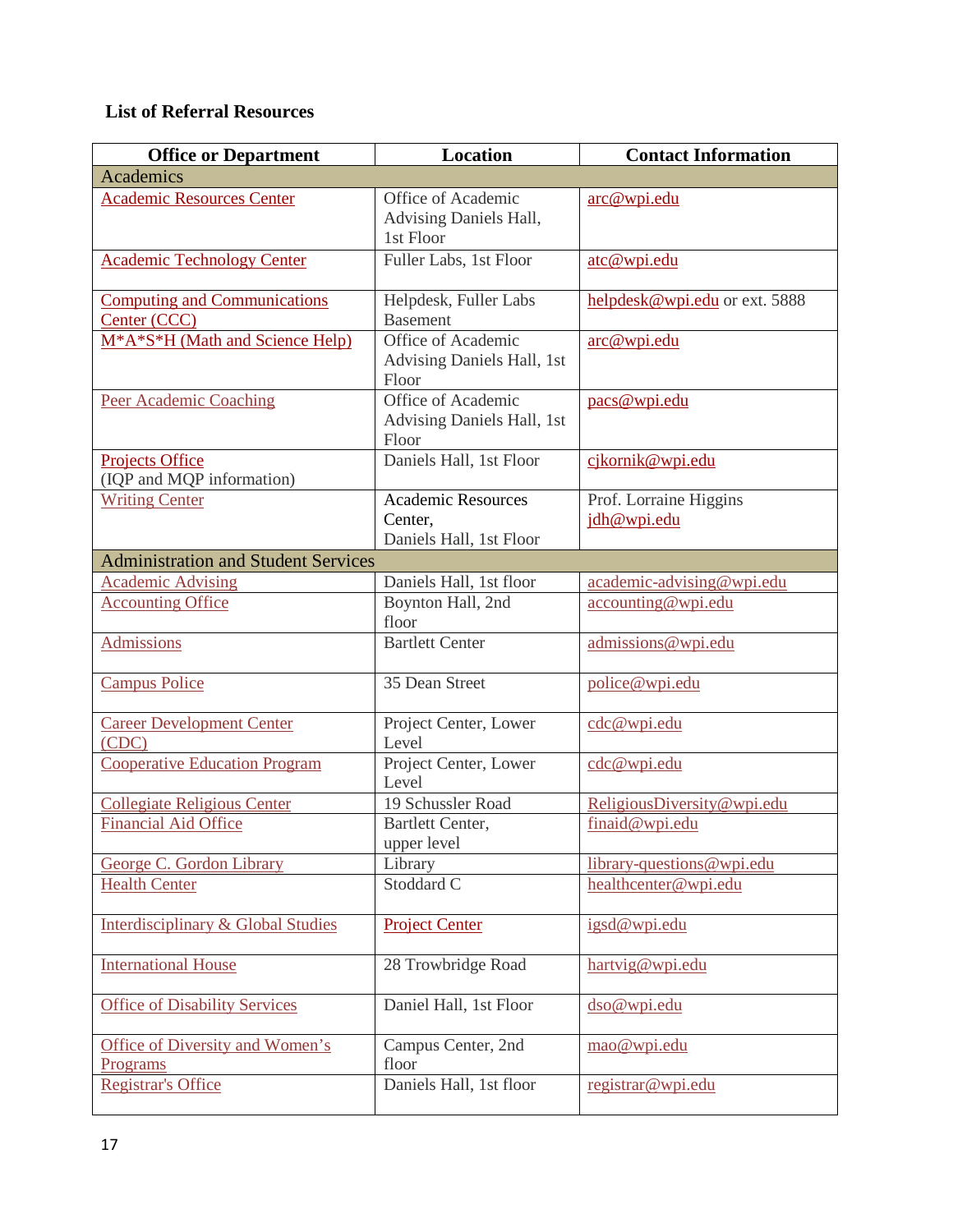### List of Referral Resources

| Office or Department | Location | Contact Information |
|---|---|---|
| Academics | | |
| Academic Resources Center | Office of Academic Advising Daniels Hall, 1st Floor | arc@wpi.edu |
| Academic Technology Center | Fuller Labs, 1st Floor | atc@wpi.edu |
| Computing and Communications Center (CCC) | Helpdesk, Fuller Labs Basement | helpdesk@wpi.edu or ext. 5888 |
| M*A*S*H (Math and Science Help) | Office of Academic Advising Daniels Hall, 1st Floor | arc@wpi.edu |
| Peer Academic Coaching | Office of Academic Advising Daniels Hall, 1st Floor | pacs@wpi.edu |
| Projects Office (IQP and MQP information) | Daniels Hall, 1st Floor | cjkornik@wpi.edu |
| Writing Center | Academic Resources Center, Daniels Hall, 1st Floor | Prof. Lorraine Higgins jdh@wpi.edu |
| Administration and Student Services | | |
| Academic Advising | Daniels Hall, 1st floor | academic-advising@wpi.edu |
| Accounting Office | Boynton Hall, 2nd floor | accounting@wpi.edu |
| Admissions | Bartlett Center | admissions@wpi.edu |
| Campus Police | 35 Dean Street | police@wpi.edu |
| Career Development Center (CDC) | Project Center, Lower Level | cdc@wpi.edu |
| Cooperative Education Program | Project Center, Lower Level | cdc@wpi.edu |
| Collegiate Religious Center | 19 Schussler Road | ReligiousDiversity@wpi.edu |
| Financial Aid Office | Bartlett Center, upper level | finaid@wpi.edu |
| George C. Gordon Library | Library | library-questions@wpi.edu |
| Health Center | Stoddard C | healthcenter@wpi.edu |
| Interdisciplinary & Global Studies | Project Center | igsd@wpi.edu |
| International House | 28 Trowbridge Road | hartvig@wpi.edu |
| Office of Disability Services | Daniel Hall, 1st Floor | dso@wpi.edu |
| Office of Diversity and Women's Programs | Campus Center, 2nd floor | mao@wpi.edu |
| Registrar's Office | Daniels Hall, 1st floor | registrar@wpi.edu |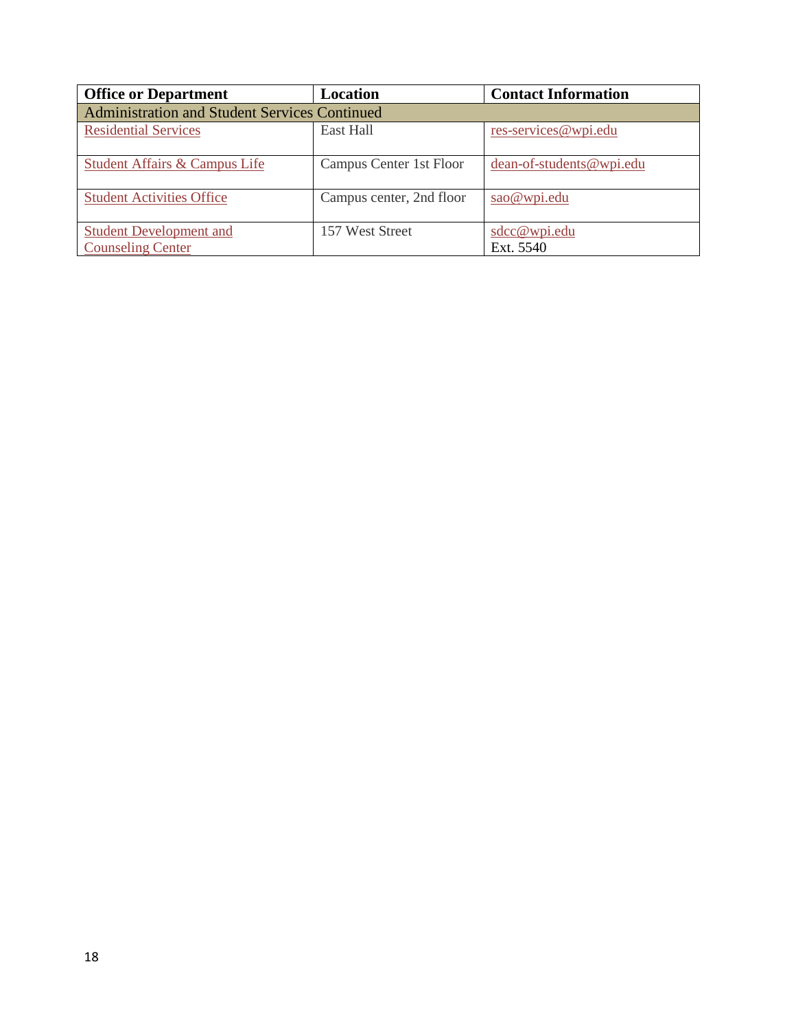| Office or Department | Location | Contact Information |
| --- | --- | --- |
| Administration and Student Services Continued | | |
| Residential Services | East Hall | res-services@wpi.edu |
| Student Affairs & Campus Life | Campus Center 1st Floor | dean-of-students@wpi.edu |
| Student Activities Office | Campus center, 2nd floor | sao@wpi.edu |
| Student Development and Counseling Center | 157 West Street | sdcc@wpi.edu Ext. 5540 |